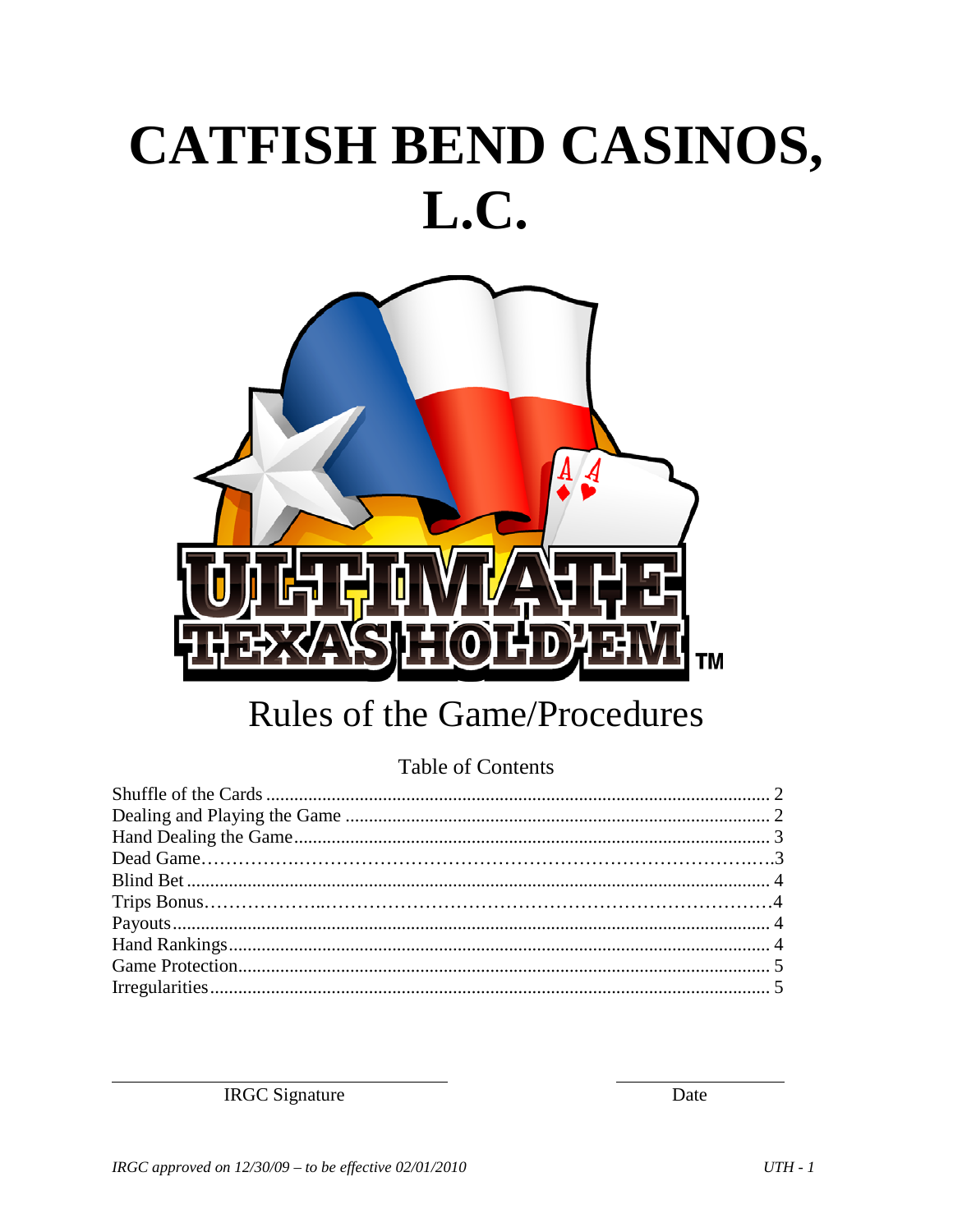# CATFISH BEND CASINOS, L.C.

## Rules of the Game/Procedures

Table of Contents

| | |
|---|---|
| Shuffle of the Cards | 2 |
| Dealing and Playing the Game | 2 |
| Hand Dealing the Game | 3 |
| Dead Game | 3 |
| Blind Bet | 4 |
| Trips Bonus | 4 |
| Payouts | 4 |
| Hand Rankings | 4 |
| Game Protection | 5 |
| Irregularities | 5 |

IRGC Signature _______________________ Date ____________

*IRGC approved on 12/30/09 – to be effective 02/01/2010*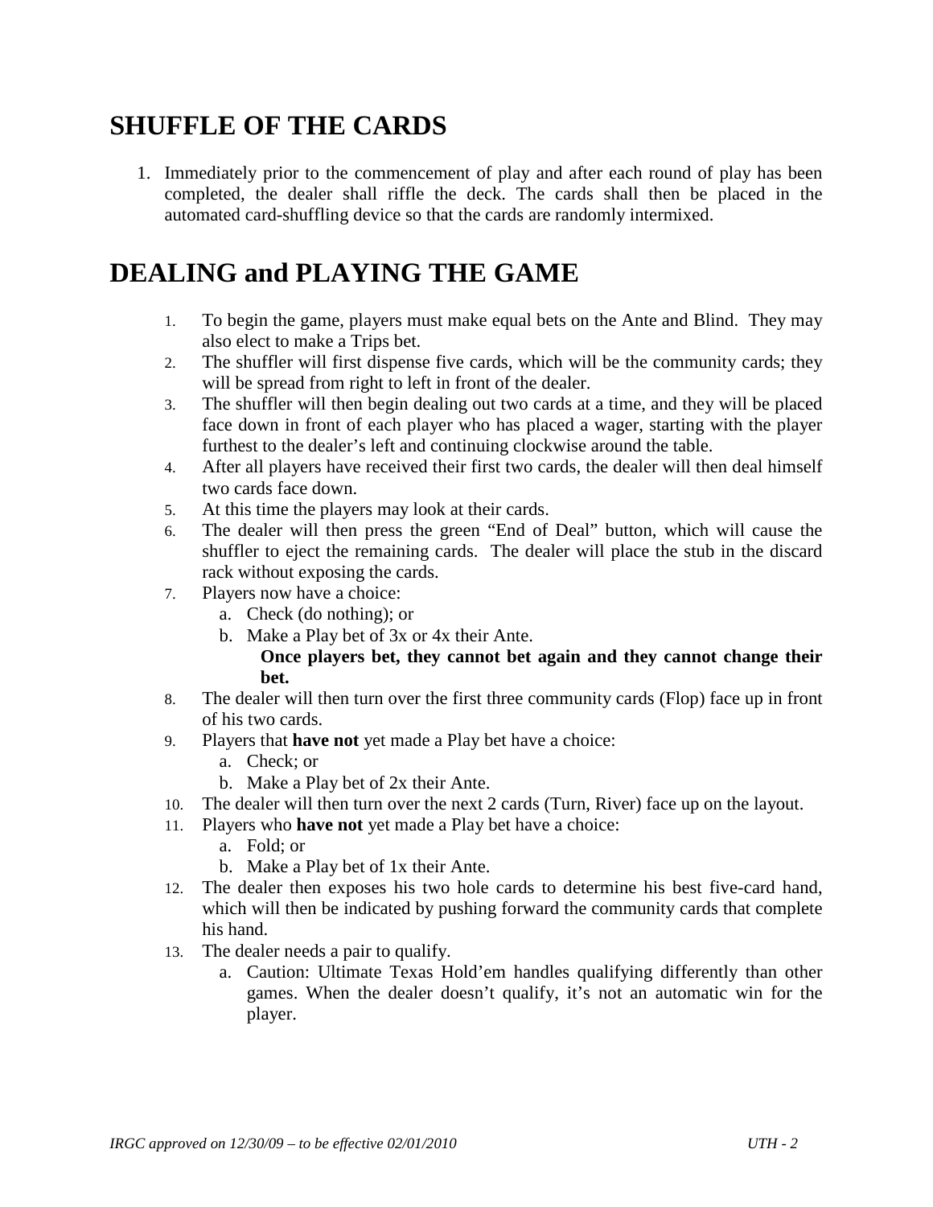## SHUFFLE OF THE CARDS

1. Immediately prior to the commencement of play and after each round of play has been completed, the dealer shall riffle the deck. The cards shall then be placed in the automated card-shuffling device so that the cards are randomly intermixed.

## DEALING and PLAYING THE GAME

1. To begin the game, players must make equal bets on the Ante and Blind. They may also elect to make a Trips bet.
2. The shuffler will first dispense five cards, which will be the community cards; they will be spread from right to left in front of the dealer.
3. The shuffler will then begin dealing out two cards at a time, and they will be placed face down in front of each player who has placed a wager, starting with the player furthest to the dealer's left and continuing clockwise around the table.
4. After all players have received their first two cards, the dealer will then deal himself two cards face down.
5. At this time the players may look at their cards.
6. The dealer will then press the green "End of Deal" button, which will cause the shuffler to eject the remaining cards. The dealer will place the stub in the discard rack without exposing the cards.
7. Players now have a choice:
   a. Check (do nothing); or
   b. Make a Play bet of 3x or 4x their Ante.
      **Once players bet, they cannot bet again and they cannot change their bet.**
8. The dealer will then turn over the first three community cards (Flop) face up in front of his two cards.
9. Players that **have not** yet made a Play bet have a choice:
   a. Check; or
   b. Make a Play bet of 2x their Ante.
10. The dealer will then turn over the next 2 cards (Turn, River) face up on the layout.
11. Players who **have not** yet made a Play bet have a choice:
    a. Fold; or
    b. Make a Play bet of 1x their Ante.
12. The dealer then exposes his two hole cards to determine his best five-card hand, which will then be indicated by pushing forward the community cards that complete his hand.
13. The dealer needs a pair to qualify.
    a. Caution: Ultimate Texas Hold'em handles qualifying differently than other games. When the dealer doesn't qualify, it's not an automatic win for the player.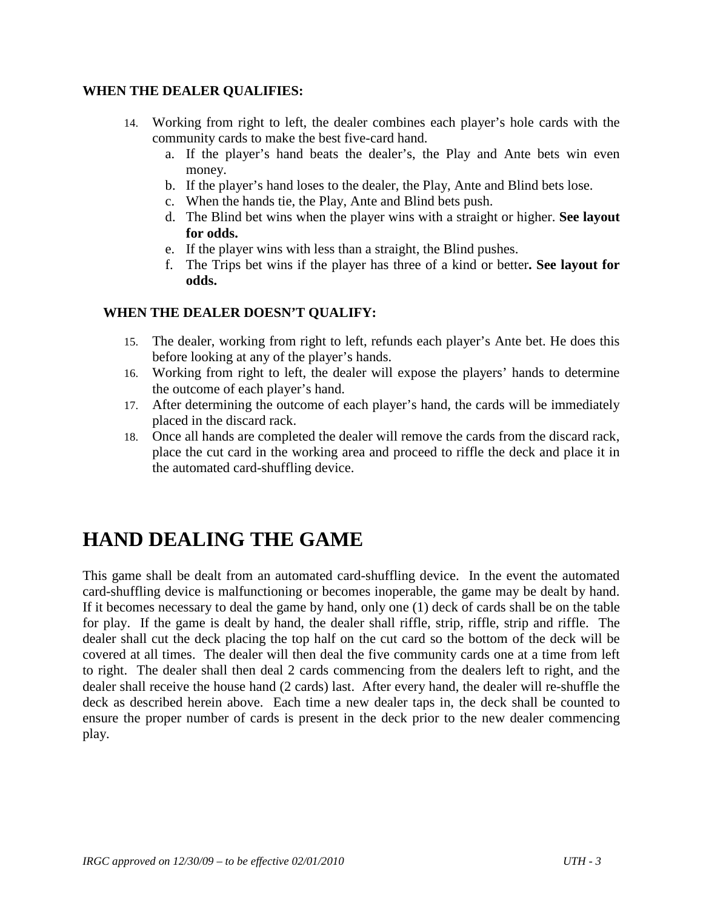**WHEN THE DEALER QUALIFIES:**

14. Working from right to left, the dealer combines each player's hole cards with the community cards to make the best five-card hand.
    a. If the player's hand beats the dealer's, the Play and Ante bets win even money.
    b. If the player's hand loses to the dealer, the Play, Ante and Blind bets lose.
    c. When the hands tie, the Play, Ante and Blind bets push.
    d. The Blind bet wins when the player wins with a straight or higher. **See layout for odds.**
    e. If the player wins with less than a straight, the Blind pushes.
    f. The Trips bet wins if the player has three of a kind or better**. See layout for odds.**

**WHEN THE DEALER DOESN'T QUALIFY:**

15. The dealer, working from right to left, refunds each player's Ante bet. He does this before looking at any of the player's hands.
16. Working from right to left, the dealer will expose the players' hands to determine the outcome of each player's hand.
17. After determining the outcome of each player's hand, the cards will be immediately placed in the discard rack.
18. Once all hands are completed the dealer will remove the cards from the discard rack, place the cut card in the working area and proceed to riffle the deck and place it in the automated card-shuffling device.

# HAND DEALING THE GAME

This game shall be dealt from an automated card-shuffling device. In the event the automated card-shuffling device is malfunctioning or becomes inoperable, the game may be dealt by hand. If it becomes necessary to deal the game by hand, only one (1) deck of cards shall be on the table for play. If the game is dealt by hand, the dealer shall riffle, strip, riffle, strip and riffle. The dealer shall cut the deck placing the top half on the cut card so the bottom of the deck will be covered at all times. The dealer will then deal the five community cards one at a time from left to right. The dealer shall then deal 2 cards commencing from the dealers left to right, and the dealer shall receive the house hand (2 cards) last. After every hand, the dealer will re-shuffle the deck as described herein above. Each time a new dealer taps in, the deck shall be counted to ensure the proper number of cards is present in the deck prior to the new dealer commencing play.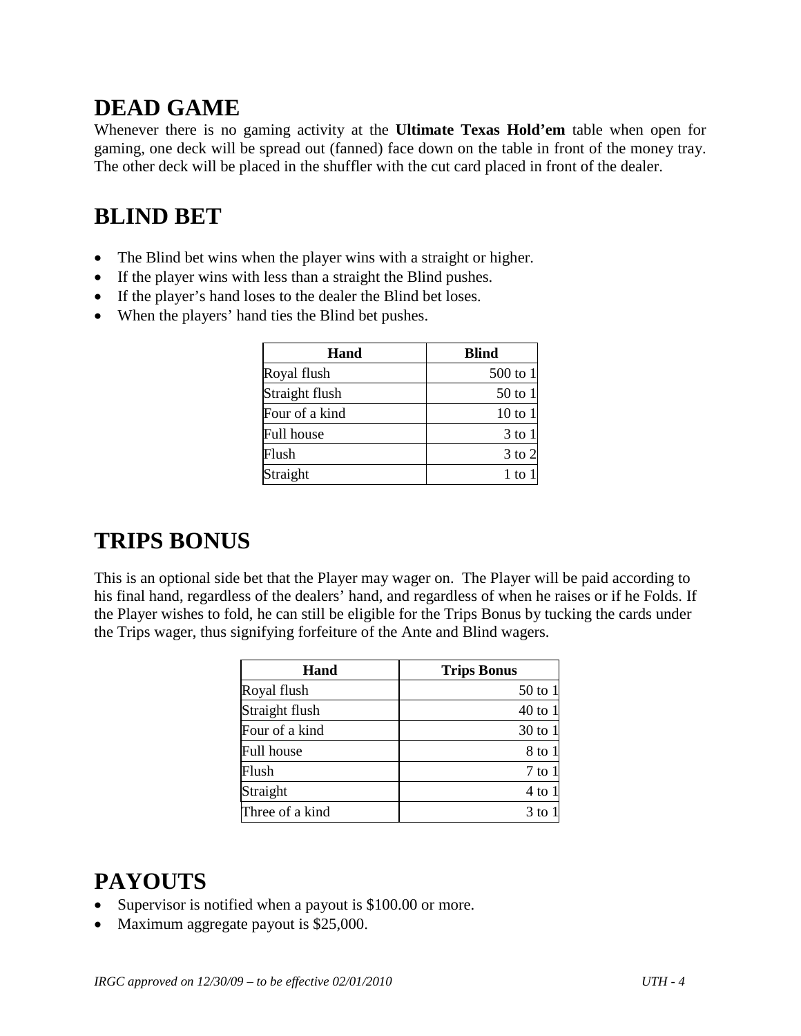## DEAD GAME

Whenever there is no gaming activity at the **Ultimate Texas Hold'em** table when open for gaming, one deck will be spread out (fanned) face down on the table in front of the money tray. The other deck will be placed in the shuffler with the cut card placed in front of the dealer.

## BLIND BET

- The Blind bet wins when the player wins with a straight or higher.
- If the player wins with less than a straight the Blind pushes.
- If the player's hand loses to the dealer the Blind bet loses.
- When the players' hand ties the Blind bet pushes.

| Hand | Blind |
|---|---|
| Royal flush | 500 to 1 |
| Straight flush | 50 to 1 |
| Four of a kind | 10 to 1 |
| Full house | 3 to 1 |
| Flush | 3 to 2 |
| Straight | 1 to 1 |

## TRIPS BONUS

This is an optional side bet that the Player may wager on. The Player will be paid according to his final hand, regardless of the dealers' hand, and regardless of when he raises or if he Folds. If the Player wishes to fold, he can still be eligible for the Trips Bonus by tucking the cards under the Trips wager, thus signifying forfeiture of the Ante and Blind wagers.

| Hand | Trips Bonus |
|---|---|
| Royal flush | 50 to 1 |
| Straight flush | 40 to 1 |
| Four of a kind | 30 to 1 |
| Full house | 8 to 1 |
| Flush | 7 to 1 |
| Straight | 4 to 1 |
| Three of a kind | 3 to 1 |

## PAYOUTS

- Supervisor is notified when a payout is $100.00 or more.
- Maximum aggregate payout is $25,000.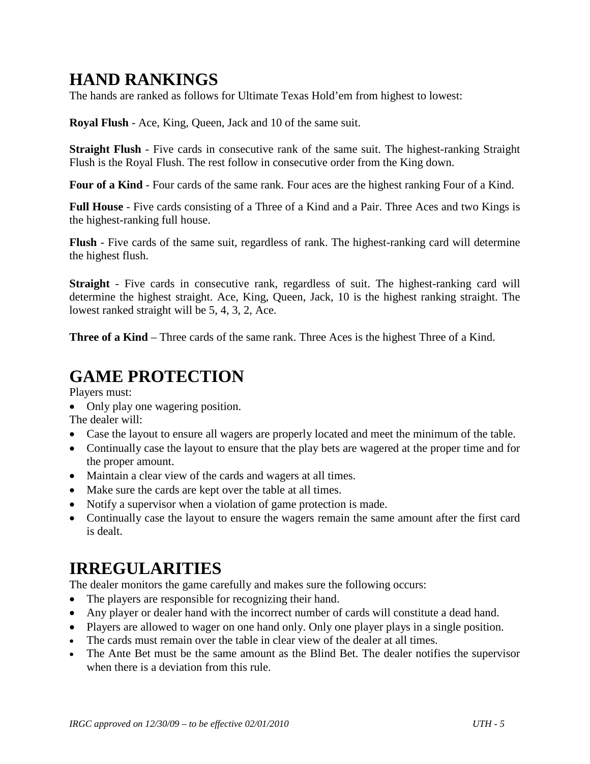# HAND RANKINGS

The hands are ranked as follows for Ultimate Texas Hold'em from highest to lowest:

**Royal Flush** - Ace, King, Queen, Jack and 10 of the same suit.

**Straight Flush** - Five cards in consecutive rank of the same suit. The highest-ranking Straight Flush is the Royal Flush. The rest follow in consecutive order from the King down.

**Four of a Kind** - Four cards of the same rank. Four aces are the highest ranking Four of a Kind.

**Full House** - Five cards consisting of a Three of a Kind and a Pair. Three Aces and two Kings is the highest-ranking full house.

**Flush** - Five cards of the same suit, regardless of rank. The highest-ranking card will determine the highest flush.

**Straight** - Five cards in consecutive rank, regardless of suit. The highest-ranking card will determine the highest straight. Ace, King, Queen, Jack, 10 is the highest ranking straight. The lowest ranked straight will be 5, 4, 3, 2, Ace.

**Three of a Kind** – Three cards of the same rank. Three Aces is the highest Three of a Kind.

# GAME PROTECTION

Players must:

- Only play one wagering position.

The dealer will:

- Case the layout to ensure all wagers are properly located and meet the minimum of the table.
- Continually case the layout to ensure that the play bets are wagered at the proper time and for the proper amount.
- Maintain a clear view of the cards and wagers at all times.
- Make sure the cards are kept over the table at all times.
- Notify a supervisor when a violation of game protection is made.
- Continually case the layout to ensure the wagers remain the same amount after the first card is dealt.

# IRREGULARITIES

The dealer monitors the game carefully and makes sure the following occurs:

- The players are responsible for recognizing their hand.
- Any player or dealer hand with the incorrect number of cards will constitute a dead hand.
- Players are allowed to wager on one hand only. Only one player plays in a single position.
- The cards must remain over the table in clear view of the dealer at all times.
- The Ante Bet must be the same amount as the Blind Bet. The dealer notifies the supervisor when there is a deviation from this rule.